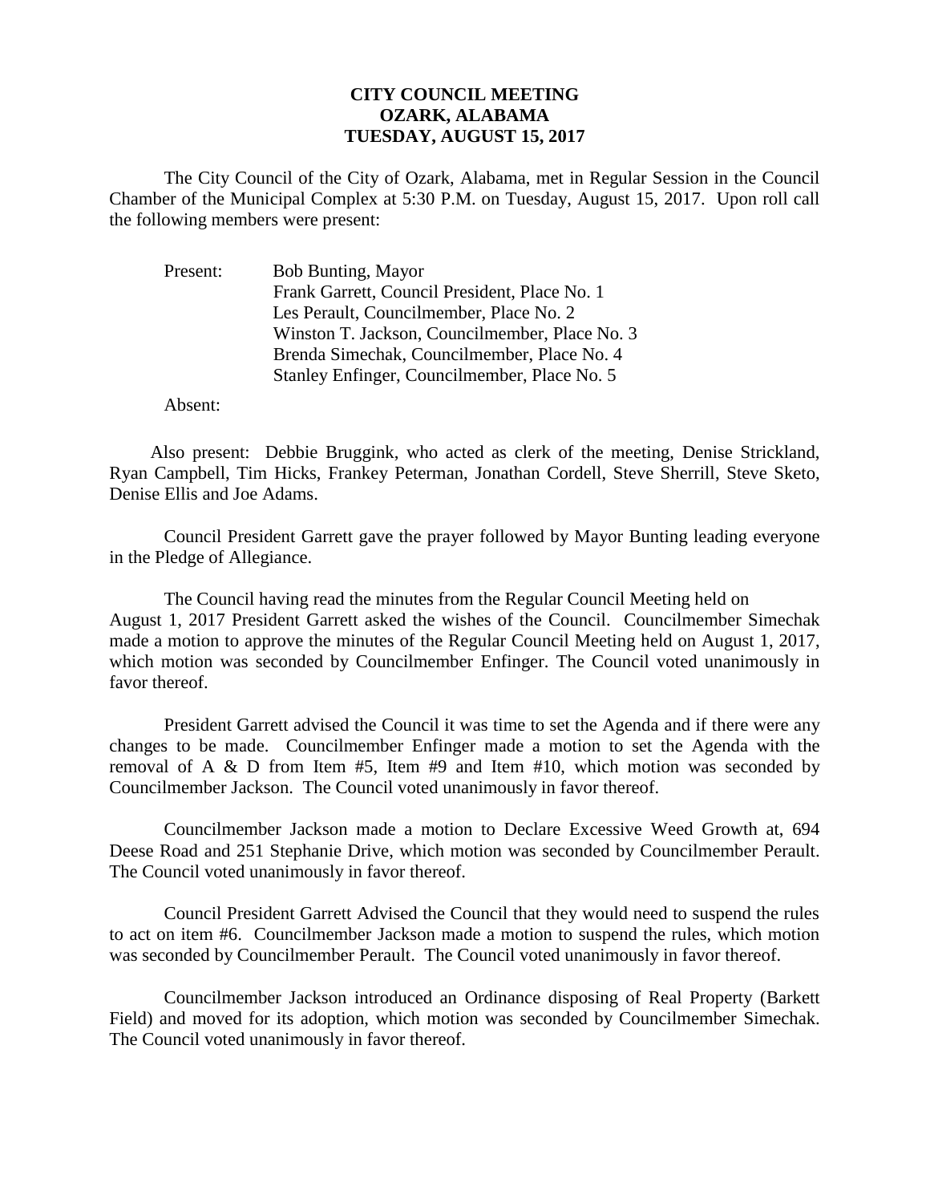**CITY COUNCIL MEETING**
**OZARK, ALABAMA**
**TUESDAY, AUGUST 15, 2017**

The City Council of the City of Ozark, Alabama, met in Regular Session in the Council Chamber of the Municipal Complex at 5:30 P.M. on Tuesday, August 15, 2017. Upon roll call the following members were present:

Present: Bob Bunting, Mayor
Frank Garrett, Council President, Place No. 1
Les Perault, Councilmember, Place No. 2
Winston T. Jackson, Councilmember, Place No. 3
Brenda Simechak, Councilmember, Place No. 4
Stanley Enfinger, Councilmember, Place No. 5

Absent:

Also present: Debbie Bruggink, who acted as clerk of the meeting, Denise Strickland, Ryan Campbell, Tim Hicks, Frankey Peterman, Jonathan Cordell, Steve Sherrill, Steve Sketo, Denise Ellis and Joe Adams.

Council President Garrett gave the prayer followed by Mayor Bunting leading everyone in the Pledge of Allegiance.

The Council having read the minutes from the Regular Council Meeting held on August 1, 2017 President Garrett asked the wishes of the Council. Councilmember Simechak made a motion to approve the minutes of the Regular Council Meeting held on August 1, 2017, which motion was seconded by Councilmember Enfinger. The Council voted unanimously in favor thereof.

President Garrett advised the Council it was time to set the Agenda and if there were any changes to be made. Councilmember Enfinger made a motion to set the Agenda with the removal of A & D from Item #5, Item #9 and Item #10, which motion was seconded by Councilmember Jackson. The Council voted unanimously in favor thereof.

Councilmember Jackson made a motion to Declare Excessive Weed Growth at, 694 Deese Road and 251 Stephanie Drive, which motion was seconded by Councilmember Perault. The Council voted unanimously in favor thereof.

Council President Garrett Advised the Council that they would need to suspend the rules to act on item #6. Councilmember Jackson made a motion to suspend the rules, which motion was seconded by Councilmember Perault. The Council voted unanimously in favor thereof.

Councilmember Jackson introduced an Ordinance disposing of Real Property (Barkett Field) and moved for its adoption, which motion was seconded by Councilmember Simechak. The Council voted unanimously in favor thereof.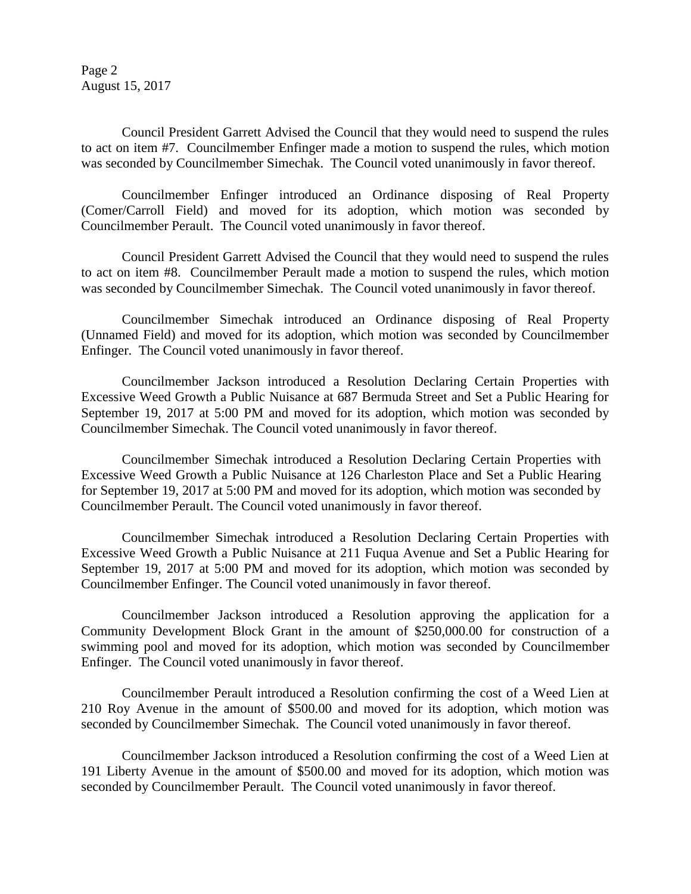Council President Garrett Advised the Council that they would need to suspend the rules to act on item #7. Councilmember Enfinger made a motion to suspend the rules, which motion was seconded by Councilmember Simechak. The Council voted unanimously in favor thereof.

Councilmember Enfinger introduced an Ordinance disposing of Real Property (Comer/Carroll Field) and moved for its adoption, which motion was seconded by Councilmember Perault. The Council voted unanimously in favor thereof.

Council President Garrett Advised the Council that they would need to suspend the rules to act on item #8. Councilmember Perault made a motion to suspend the rules, which motion was seconded by Councilmember Simechak. The Council voted unanimously in favor thereof.

Councilmember Simechak introduced an Ordinance disposing of Real Property (Unnamed Field) and moved for its adoption, which motion was seconded by Councilmember Enfinger. The Council voted unanimously in favor thereof.

Councilmember Jackson introduced a Resolution Declaring Certain Properties with Excessive Weed Growth a Public Nuisance at 687 Bermuda Street and Set a Public Hearing for September 19, 2017 at 5:00 PM and moved for its adoption, which motion was seconded by Councilmember Simechak. The Council voted unanimously in favor thereof.

Councilmember Simechak introduced a Resolution Declaring Certain Properties with Excessive Weed Growth a Public Nuisance at 126 Charleston Place and Set a Public Hearing for September 19, 2017 at 5:00 PM and moved for its adoption, which motion was seconded by Councilmember Perault. The Council voted unanimously in favor thereof.

Councilmember Simechak introduced a Resolution Declaring Certain Properties with Excessive Weed Growth a Public Nuisance at 211 Fuqua Avenue and Set a Public Hearing for September 19, 2017 at 5:00 PM and moved for its adoption, which motion was seconded by Councilmember Enfinger. The Council voted unanimously in favor thereof.

Councilmember Jackson introduced a Resolution approving the application for a Community Development Block Grant in the amount of $250,000.00 for construction of a swimming pool and moved for its adoption, which motion was seconded by Councilmember Enfinger. The Council voted unanimously in favor thereof.

Councilmember Perault introduced a Resolution confirming the cost of a Weed Lien at 210 Roy Avenue in the amount of $500.00 and moved for its adoption, which motion was seconded by Councilmember Simechak. The Council voted unanimously in favor thereof.

Councilmember Jackson introduced a Resolution confirming the cost of a Weed Lien at 191 Liberty Avenue in the amount of $500.00 and moved for its adoption, which motion was seconded by Councilmember Perault. The Council voted unanimously in favor thereof.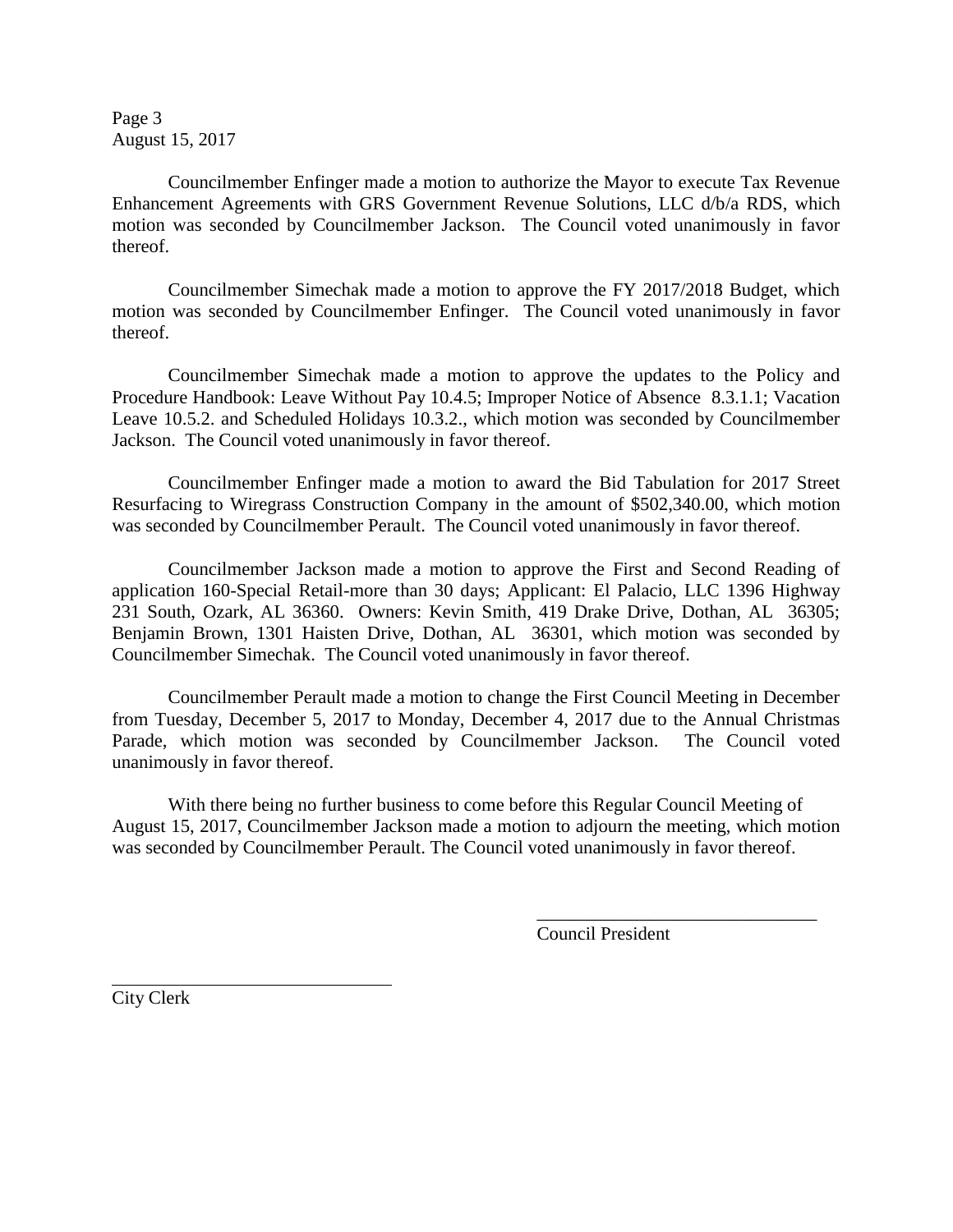Councilmember Enfinger made a motion to authorize the Mayor to execute Tax Revenue Enhancement Agreements with GRS Government Revenue Solutions, LLC d/b/a RDS, which motion was seconded by Councilmember Jackson. The Council voted unanimously in favor thereof.

Councilmember Simechak made a motion to approve the FY 2017/2018 Budget, which motion was seconded by Councilmember Enfinger. The Council voted unanimously in favor thereof.

Councilmember Simechak made a motion to approve the updates to the Policy and Procedure Handbook: Leave Without Pay 10.4.5; Improper Notice of Absence 8.3.1.1; Vacation Leave 10.5.2. and Scheduled Holidays 10.3.2., which motion was seconded by Councilmember Jackson. The Council voted unanimously in favor thereof.

Councilmember Enfinger made a motion to award the Bid Tabulation for 2017 Street Resurfacing to Wiregrass Construction Company in the amount of $502,340.00, which motion was seconded by Councilmember Perault. The Council voted unanimously in favor thereof.

Councilmember Jackson made a motion to approve the First and Second Reading of application 160-Special Retail-more than 30 days; Applicant: El Palacio, LLC 1396 Highway 231 South, Ozark, AL 36360. Owners: Kevin Smith, 419 Drake Drive, Dothan, AL 36305; Benjamin Brown, 1301 Haisten Drive, Dothan, AL 36301, which motion was seconded by Councilmember Simechak. The Council voted unanimously in favor thereof.

Councilmember Perault made a motion to change the First Council Meeting in December from Tuesday, December 5, 2017 to Monday, December 4, 2017 due to the Annual Christmas Parade, which motion was seconded by Councilmember Jackson. The Council voted unanimously in favor thereof.

With there being no further business to come before this Regular Council Meeting of August 15, 2017, Councilmember Jackson made a motion to adjourn the meeting, which motion was seconded by Councilmember Perault. The Council voted unanimously in favor thereof.

\_\_\_\_\_\_\_\_\_\_\_\_\_\_\_\_\_\_\_\_\_\_\_\_\_\_\_\_\_\_
Council President

\_\_\_\_\_\_\_\_\_\_\_\_\_\_\_\_\_\_\_\_\_\_\_\_\_\_\_\_\_\_
City Clerk